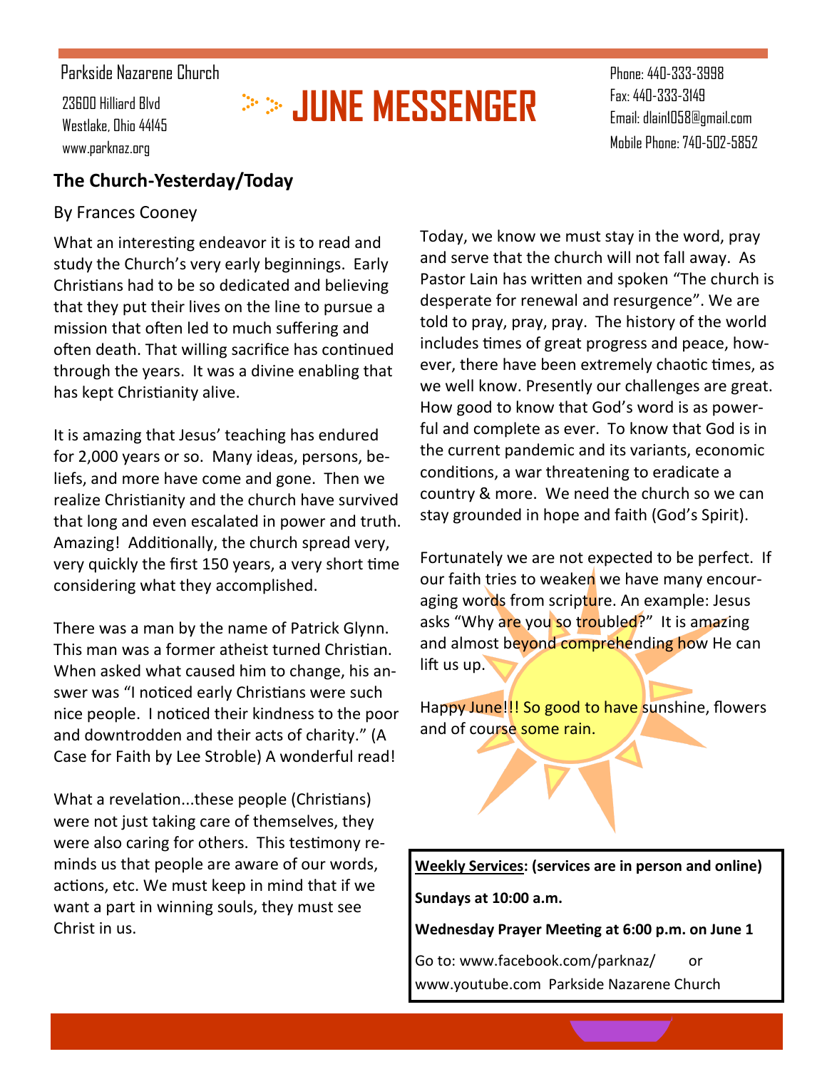Parkside Nazarene Church

23600 Hilliard Blvd
Westlake, Ohio 44145
www.parknaz.org

# JUNE MESSENGER

Phone: 440-333-3998
Fax: 440-333-3149
Email: dlain1058@gmail.com
Mobile Phone: 740-502-5852

## The Church-Yesterday/Today

By Frances Cooney

What an interesting endeavor it is to read and study the Church's very early beginnings. Early Christians had to be so dedicated and believing that they put their lives on the line to pursue a mission that often led to much suffering and often death. That willing sacrifice has continued through the years. It was a divine enabling that has kept Christianity alive.

It is amazing that Jesus' teaching has endured for 2,000 years or so. Many ideas, persons, beliefs, and more have come and gone. Then we realize Christianity and the church have survived that long and even escalated in power and truth. Amazing! Additionally, the church spread very, very quickly the first 150 years, a very short time considering what they accomplished.

There was a man by the name of Patrick Glynn. This man was a former atheist turned Christian. When asked what caused him to change, his answer was "I noticed early Christians were such nice people. I noticed their kindness to the poor and downtrodden and their acts of charity." (A Case for Faith by Lee Stroble) A wonderful read!

What a revelation...these people (Christians) were not just taking care of themselves, they were also caring for others. This testimony reminds us that people are aware of our words, actions, etc. We must keep in mind that if we want a part in winning souls, they must see Christ in us.

Today, we know we must stay in the word, pray and serve that the church will not fall away. As Pastor Lain has written and spoken "The church is desperate for renewal and resurgence". We are told to pray, pray, pray. The history of the world includes times of great progress and peace, however, there have been extremely chaotic times, as we well know. Presently our challenges are great. How good to know that God's word is as powerful and complete as ever. To know that God is in the current pandemic and its variants, economic conditions, a war threatening to eradicate a country & more. We need the church so we can stay grounded in hope and faith (God's Spirit).

Fortunately we are not expected to be perfect. If our faith tries to weaken we have many encouraging words from scripture. An example: Jesus asks "Why are you so troubled?" It is amazing and almost beyond comprehending how He can lift us up.

Happy June!!! So good to have sunshine, flowers and of course some rain.

**<u>Weekly Services</u>: (services are in person and online)**

**Sundays at 10:00 a.m.**

**Wednesday Prayer Meeting at 6:00 p.m. on June 1**

Go to: www.facebook.com/parknaz/ or www.youtube.com Parkside Nazarene Church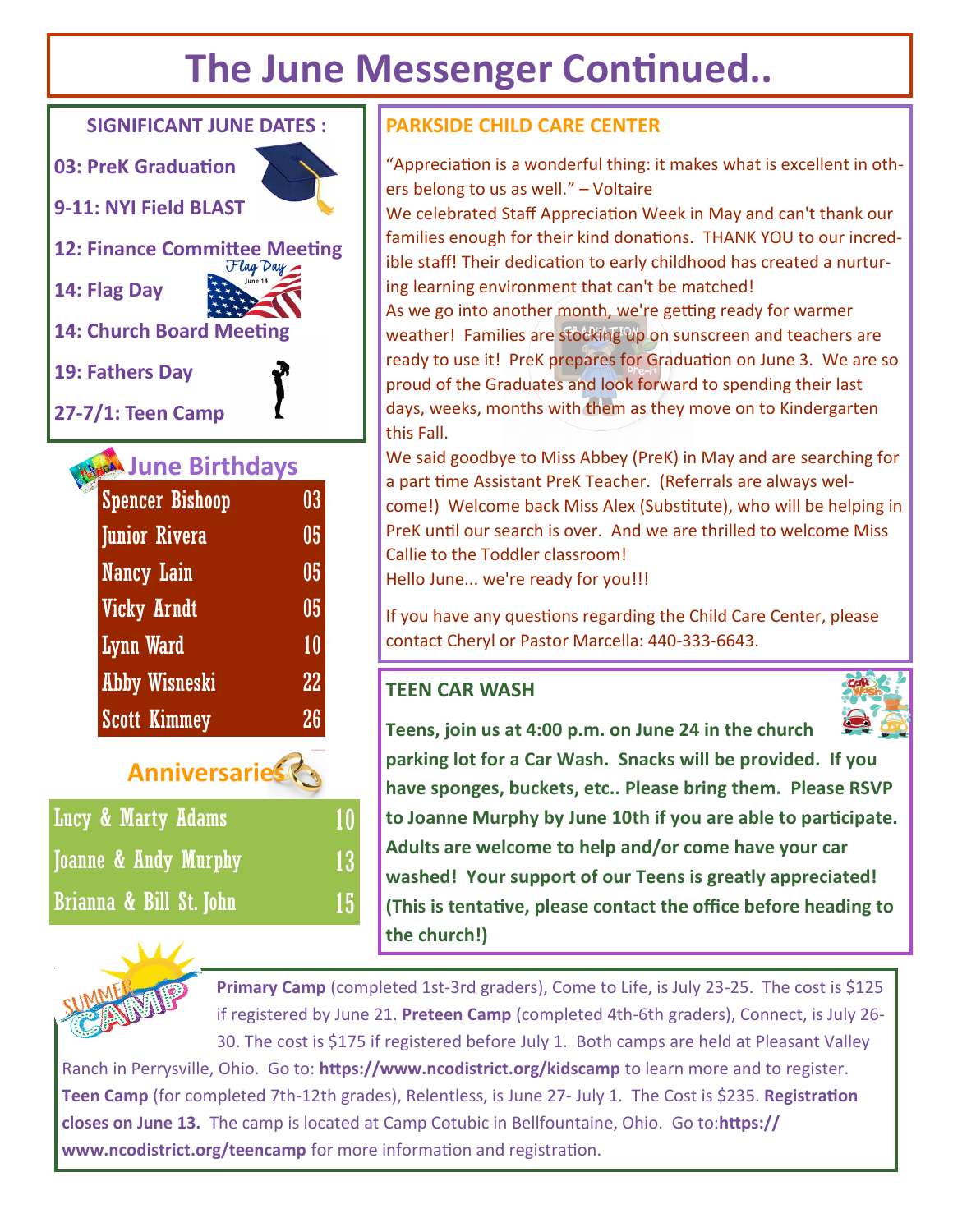# The June Messenger Continued..

## SIGNIFICANT JUNE DATES :

**03: PreK Graduation**

**9-11: NYI Field BLAST**

**12: Finance Committee Meeting**

**14: Flag Day**

**14: Church Board Meeting**

**19: Fathers Day**

**27-7/1: Teen Camp**

## June Birthdays

| | |
|---|---|
| Spencer Bishoop | 03 |
| Junior Rivera | 05 |
| Nancy Lain | 05 |
| Vicky Arndt | 05 |
| Lynn Ward | 10 |
| Abby Wisneski | 22 |
| Scott Kimmey | 26 |

## Anniversaries

| | |
|---|---|
| Lucy & Marty Adams | 10 |
| Joanne & Andy Murphy | 13 |
| Brianna & Bill St. John | 15 |

## PARKSIDE CHILD CARE CENTER

"Appreciation is a wonderful thing: it makes what is excellent in others belong to us as well." – Voltaire

We celebrated Staff Appreciation Week in May and can't thank our families enough for their kind donations. THANK YOU to our incredible staff! Their dedication to early childhood has created a nurturing learning environment that can't be matched!

As we go into another month, we're getting ready for warmer weather! Families are stocking up on sunscreen and teachers are ready to use it! PreK prepares for Graduation on June 3. We are so proud of the Graduates and look forward to spending their last days, weeks, months with them as they move on to Kindergarten this Fall.

We said goodbye to Miss Abbey (PreK) in May and are searching for a part time Assistant PreK Teacher. (Referrals are always welcome!) Welcome back Miss Alex (Substitute), who will be helping in PreK until our search is over. And we are thrilled to welcome Miss Callie to the Toddler classroom!

Hello June... we're ready for you!!!

If you have any questions regarding the Child Care Center, please contact Cheryl or Pastor Marcella: 440-333-6643.

## TEEN CAR WASH

**Teens, join us at 4:00 p.m. on June 24 in the church parking lot for a Car Wash. Snacks will be provided. If you have sponges, buckets, etc.. Please bring them. Please RSVP to Joanne Murphy by June 10th if you are able to participate. Adults are welcome to help and/or come have your car washed! Your support of our Teens is greatly appreciated! (This is tentative, please contact the office before heading to the church!)**

## SUMMER CAMP

**Primary Camp** (completed 1st-3rd graders), Come to Life, is July 23-25. The cost is $125 if registered by June 21. **Preteen Camp** (completed 4th-6th graders), Connect, is July 26-30. The cost is $175 if registered before July 1. Both camps are held at Pleasant Valley Ranch in Perrysville, Ohio. Go to: **https://www.ncodistrict.org/kidscamp** to learn more and to register. **Teen Camp** (for completed 7th-12th grades), Relentless, is June 27- July 1. The Cost is $235. **Registration closes on June 13.** The camp is located at Camp Cotubic in Bellfountaine, Ohio. Go to:**https://www.ncodistrict.org/teencamp** for more information and registration.